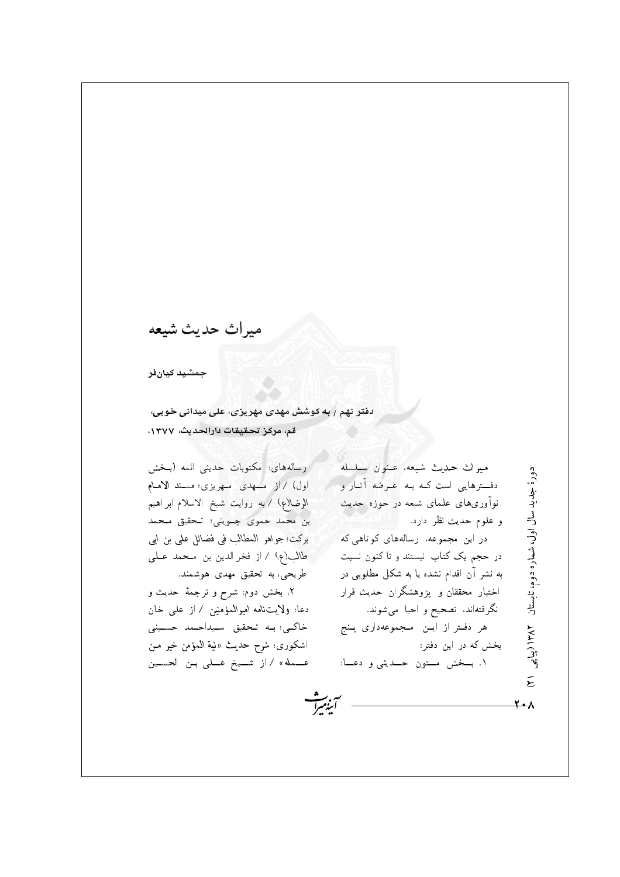# میراث حدیث شیعه

**جمشید کیان‌فر**

**دفتر نهم / به کوشش مهدی مهریزی، علی میدانی خویی، قم، مرکز تحقیقات دارالحدیث، ۱۳۷۷.**

میراث حدیث شیعه، عنوان سلسله دفترهایی است که به عرضه آثار و نوآوری‌های علمای شیعه در حوزه حدیث و علوم حدیث نظر دارد.

در این مجموعه، رساله‌های کوتاهی که در حجم یک کتاب نیستند و تا کنون نسبت به نشر آن اقدام نشده یا به شکل مطلوبی در اختیار محققان و پژوهشگران حدیث قرار نگرفته‌اند، تصحیح و احیا می‌شوند.

هر دفتر از این مجموعه‌داری پنج بخش که در این دفتر:

۱. بخش متون حدیثی و دعا: رساله‌های: مکتوبات حدیثی ائمه (بخش اول) / از مهدی مهریزی؛ مسند الامام الرضا(ع) / به روایت شیخ الاسلام ابراهیم بن محمد حموی جوینی؛ تحقیق محمد برکت؛ جواهر المطالب فی فضائل علی بن ابی طالب(ع) / از فخرالدین بن محمد علی طریحی، به تحقیق مهدی هوشمند.

۲. بخش دوم: شرح و ترجمهٔ حدیث و دعا: ولایت‌نامه امیرالمؤمنین / از علی خان خاکی؛ به تحقیق سیداحمد حسینی اشکوری؛ شرح حدیث «نیة المؤمن خیر من عمله» / از شیخ علی بن الحسین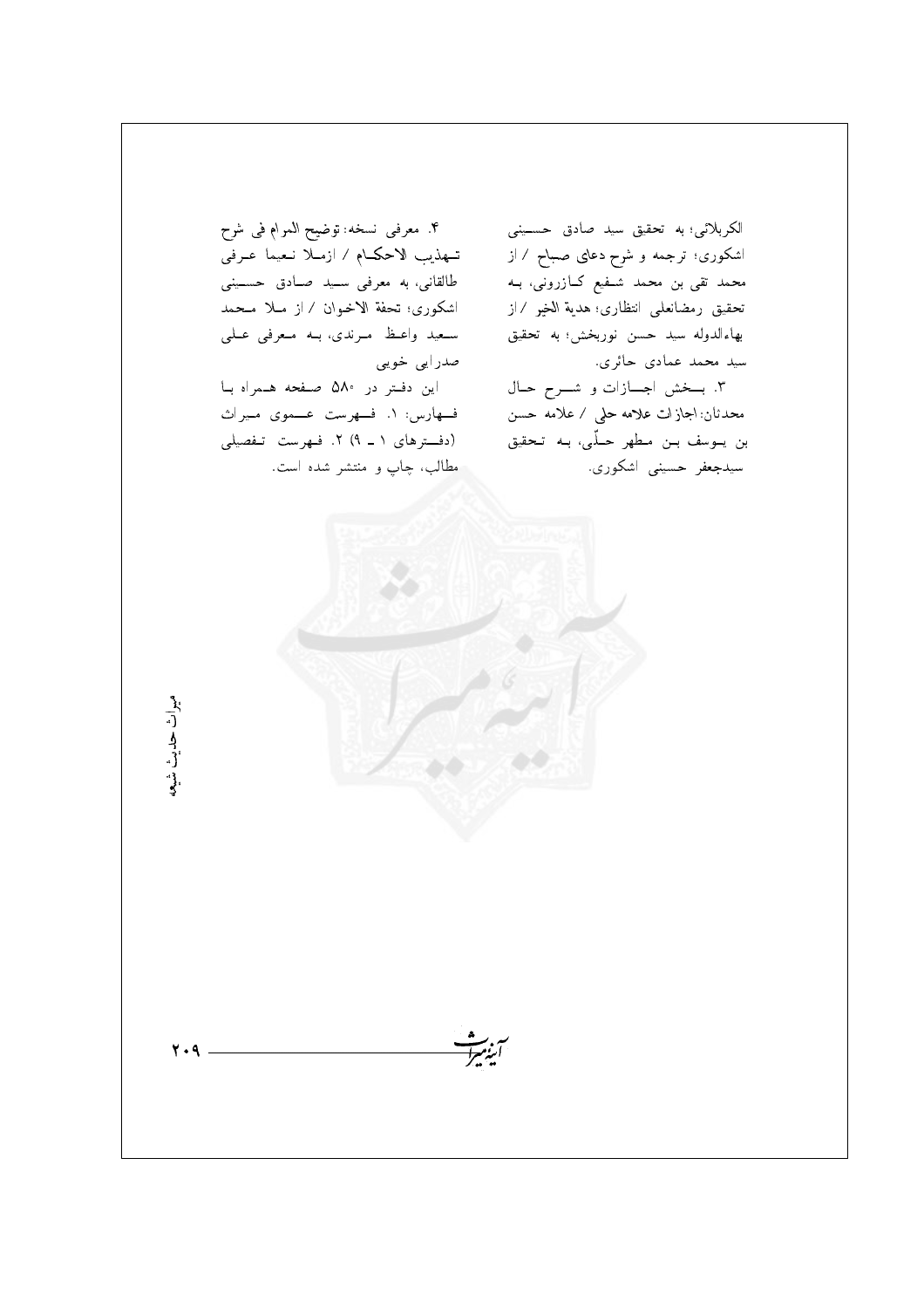الکربلائی؛ به تحقیق سید صادق حسینی اشکوری؛ ترجمه و شرح دعای صباح / از محمد تقی بن محمد شفیع کازرونی، به تحقیق رمضانعلی انتظاری؛ هدیة الخیر / از بهاءالدوله سید حسن نوربخش؛ به تحقیق سید محمد عمادی حائری.

۳. بخش اجازات و شرح حال محدثان: اجازات علامه حلی / علامه حسن بن یوسف بن مطهر حلّی، به تحقیق سیدجعفر حسینی اشکوری.

۴. معرفی نسخه: توضیح المرام فی شرح تهذیب الاحکام / ازملا نعیما عرفی طالقانی، به معرفی سید صادق حسینی اشکوری؛ تحفة الاخوان / از ملا محمد سعید واعظ مرندی، به معرفی علی صدرایی خویی

این دفتر در ۵۸۰ صفحه همراه با فهارس: ۱. فهرست عموی میراث (دفترهای ۱ ـ ۹) ۲. فهرست تفصیلی مطالب، چاپ و منتشر شده است.